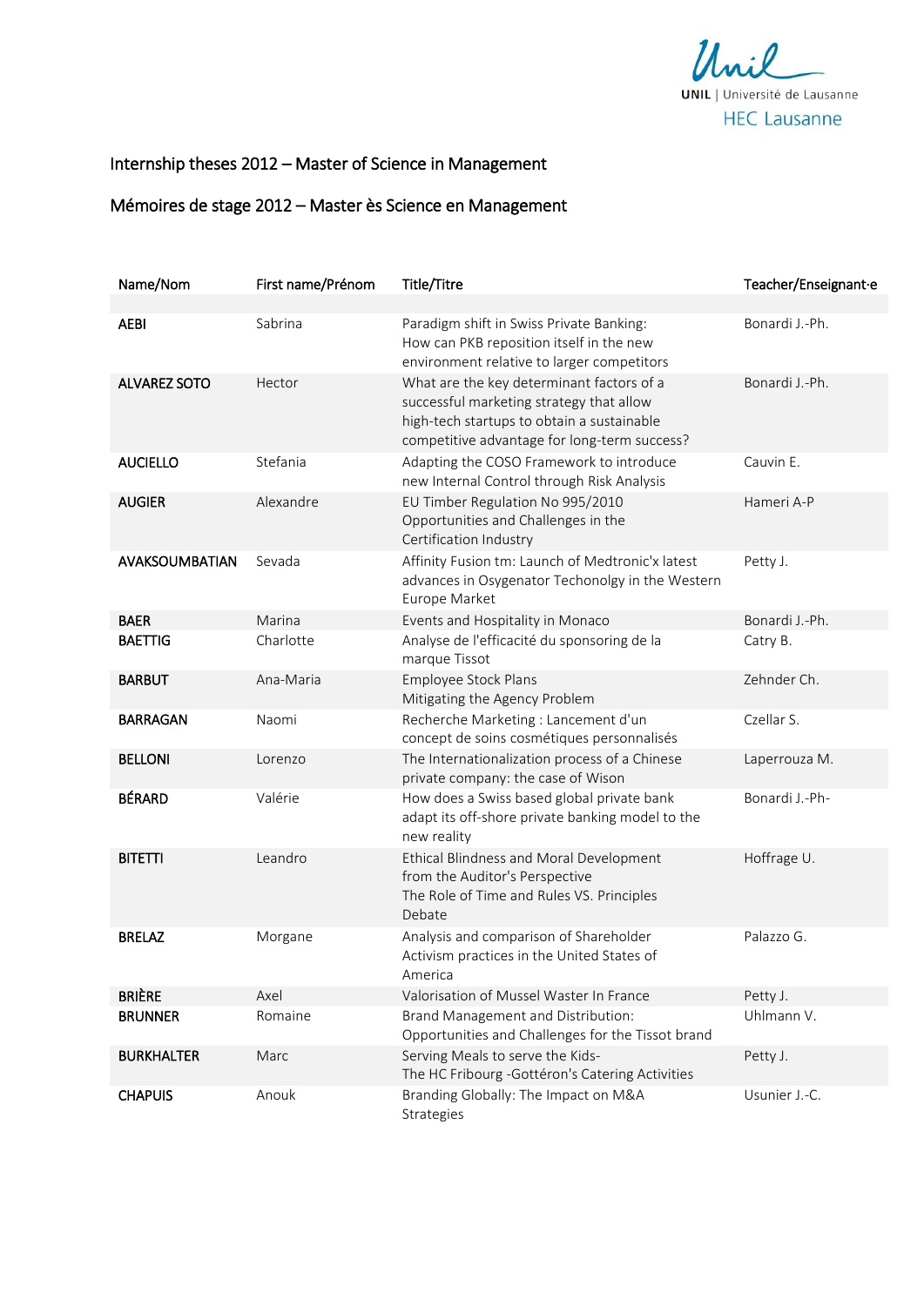# Internship theses 2012 – Master of Science in Management

# Mémoires de stage 2012 – Master ès Science en Management

| Name/Nom | First name/Prénom | Title/Titre | Teacher/Enseignant·e |
|---|---|---|---|
| **AEBI** | Sabrina | Paradigm shift in Swiss Private Banking: How can PKB reposition itself in the new environment relative to larger competitors | Bonardi J.-Ph. |
| **ALVAREZ SOTO** | Hector | What are the key determinant factors of a successful marketing strategy that allow high-tech startups to obtain a sustainable competitive advantage for long-term success? | Bonardi J.-Ph. |
| **AUCIELLO** | Stefania | Adapting the COSO Framework to introduce new Internal Control through Risk Analysis | Cauvin E. |
| **AUGIER** | Alexandre | EU Timber Regulation No 995/2010 Opportunities and Challenges in the Certification Industry | Hameri A-P |
| **AVAKSOUMBATIAN** | Sevada | Affinity Fusion tm: Launch of Medtronic'x latest advances in Osygenator Techonolgy in the Western Europe Market | Petty J. |
| **BAER** | Marina | Events and Hospitality in Monaco | Bonardi J.-Ph. |
| **BAETTIG** | Charlotte | Analyse de l'efficacité du sponsoring de la marque Tissot | Catry B. |
| **BARBUT** | Ana-Maria | Employee Stock Plans Mitigating the Agency Problem | Zehnder Ch. |
| **BARRAGAN** | Naomi | Recherche Marketing : Lancement d'un concept de soins cosmétiques personnalisés | Czellar S. |
| **BELLONI** | Lorenzo | The Internationalization process of a Chinese private company: the case of Wison | Laperrouza M. |
| **BÉRARD** | Valérie | How does a Swiss based global private bank adapt its off-shore private banking model to the new reality | Bonardi J.-Ph- |
| **BITETTI** | Leandro | Ethical Blindness and Moral Development from the Auditor's Perspective The Role of Time and Rules VS. Principles Debate | Hoffrage U. |
| **BRELAZ** | Morgane | Analysis and comparison of Shareholder Activism practices in the United States of America | Palazzo G. |
| **BRIÈRE** | Axel | Valorisation of Mussel Waster In France | Petty J. |
| **BRUNNER** | Romaine | Brand Management and Distribution: Opportunities and Challenges for the Tissot brand | Uhlmann V. |
| **BURKHALTER** | Marc | Serving Meals to serve the Kids- The HC Fribourg -Gottéron's Catering Activities | Petty J. |
| **CHAPUIS** | Anouk | Branding Globally: The Impact on M&A Strategies | Usunier J.-C. |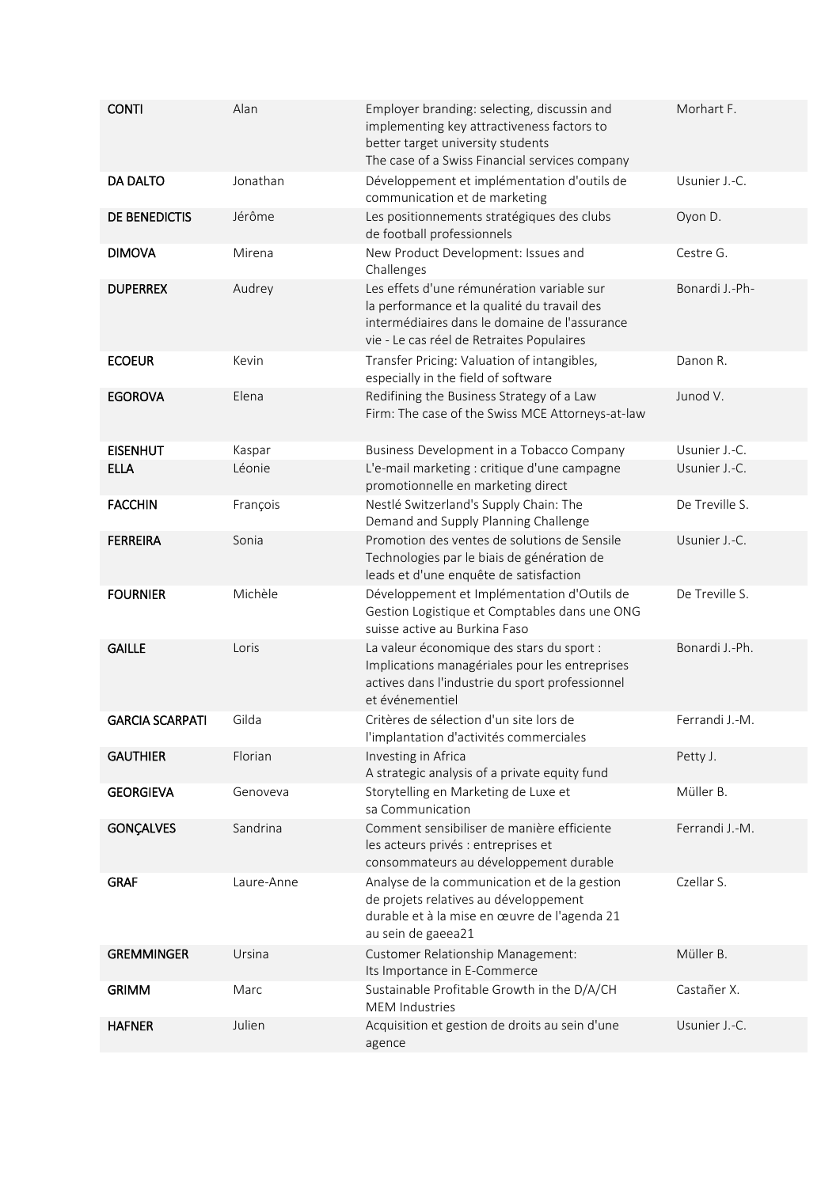| | | | |
|---|---|---|---|
| **CONTI** | Alan | Employer branding: selecting, discussin and implementing key attractiveness factors to better target university students The case of a Swiss Financial services company | Morhart F. |
| **DA DALTO** | Jonathan | Développement et implémentation d'outils de communication et de marketing | Usunier J.-C. |
| **DE BENEDICTIS** | Jérôme | Les positionnements stratégiques des clubs de football professionnels | Oyon D. |
| **DIMOVA** | Mirena | New Product Development: Issues and Challenges | Cestre G. |
| **DUPERREX** | Audrey | Les effets d'une rémunération variable sur la performance et la qualité du travail des intermédiaires dans le domaine de l'assurance vie - Le cas réel de Retraites Populaires | Bonardi J.-Ph- |
| **ECOEUR** | Kevin | Transfer Pricing: Valuation of intangibles, especially in the field of software | Danon R. |
| **EGOROVA** | Elena | Redifining the Business Strategy of a Law Firm: The case of the Swiss MCE Attorneys-at-law | Junod V. |
| **EISENHUT** | Kaspar | Business Development in a Tobacco Company | Usunier J.-C. |
| **ELLA** | Léonie | L'e-mail marketing : critique d'une campagne promotionnelle en marketing direct | Usunier J.-C. |
| **FACCHIN** | François | Nestlé Switzerland's Supply Chain: The Demand and Supply Planning Challenge | De Treville S. |
| **FERREIRA** | Sonia | Promotion des ventes de solutions de Sensile Technologies par le biais de génération de leads et d'une enquête de satisfaction | Usunier J.-C. |
| **FOURNIER** | Michèle | Développement et Implémentation d'Outils de Gestion Logistique et Comptables dans une ONG suisse active au Burkina Faso | De Treville S. |
| **GAILLE** | Loris | La valeur économique des stars du sport : Implications managériales pour les entreprises actives dans l'industrie du sport professionnel et événementiel | Bonardi J.-Ph. |
| **GARCIA SCARPATI** | Gilda | Critères de sélection d'un site lors de l'implantation d'activités commerciales | Ferrandi J.-M. |
| **GAUTHIER** | Florian | Investing in Africa A strategic analysis of a private equity fund | Petty J. |
| **GEORGIEVA** | Genoveva | Storytelling en Marketing de Luxe et sa Communication | Müller B. |
| **GONÇALVES** | Sandrina | Comment sensibiliser de manière efficiente les acteurs privés : entreprises et consommateurs au développement durable | Ferrandi J.-M. |
| **GRAF** | Laure-Anne | Analyse de la communication et de la gestion de projets relatives au développement durable et à la mise en œuvre de l'agenda 21 au sein de gaeea21 | Czellar S. |
| **GREMMINGER** | Ursina | Customer Relationship Management: Its Importance in E-Commerce | Müller B. |
| **GRIMM** | Marc | Sustainable Profitable Growth in the D/A/CH MEM Industries | Castañer X. |
| **HAFNER** | Julien | Acquisition et gestion de droits au sein d'une agence | Usunier J.-C. |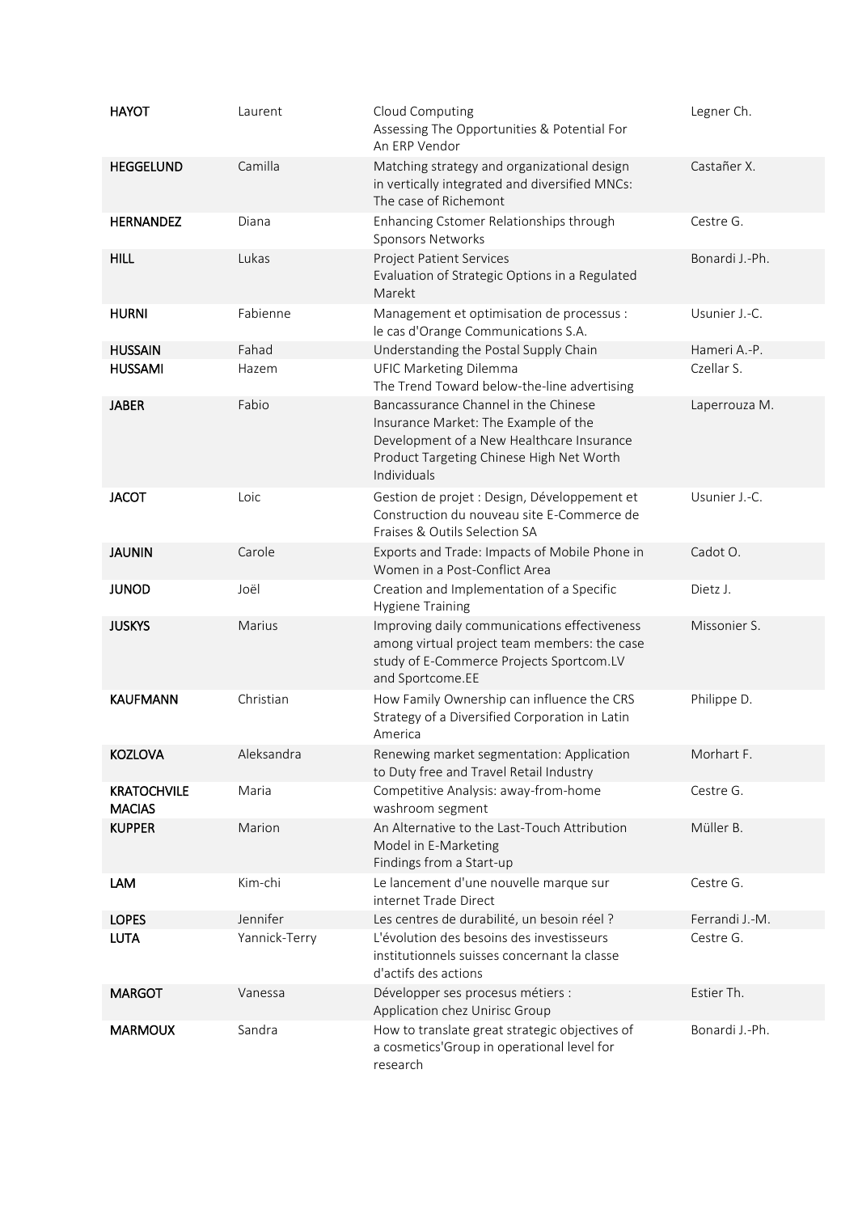| | | | |
|---|---|---|---|
| **HAYOT** | Laurent | Cloud Computing Assessing The Opportunities & Potential For An ERP Vendor | Legner Ch. |
| **HEGGELUND** | Camilla | Matching strategy and organizational design in vertically integrated and diversified MNCs: The case of Richemont | Castañer X. |
| **HERNANDEZ** | Diana | Enhancing Cstomer Relationships through Sponsors Networks | Cestre G. |
| **HILL** | Lukas | Project Patient Services Evaluation of Strategic Options in a Regulated Marekt | Bonardi J.-Ph. |
| **HURNI** | Fabienne | Management et optimisation de processus : le cas d'Orange Communications S.A. | Usunier J.-C. |
| **HUSSAIN** | Fahad | Understanding the Postal Supply Chain | Hameri A.-P. |
| **HUSSAMI** | Hazem | UFIC Marketing Dilemma The Trend Toward below-the-line advertising | Czellar S. |
| **JABER** | Fabio | Bancassurance Channel in the Chinese Insurance Market: The Example of the Development of a New Healthcare Insurance Product Targeting Chinese High Net Worth Individuals | Laperrouza M. |
| **JACOT** | Loic | Gestion de projet : Design, Développement et Construction du nouveau site E-Commerce de Fraises & Outils Selection SA | Usunier J.-C. |
| **JAUNIN** | Carole | Exports and Trade: Impacts of Mobile Phone in Women in a Post-Conflict Area | Cadot O. |
| **JUNOD** | Joël | Creation and Implementation of a Specific Hygiene Training | Dietz J. |
| **JUSKYS** | Marius | Improving daily communications effectiveness among virtual project team members: the case study of E-Commerce Projects Sportcom.LV and Sportcome.EE | Missonier S. |
| **KAUFMANN** | Christian | How Family Ownership can influence the CRS Strategy of a Diversified Corporation in Latin America | Philippe D. |
| **KOZLOVA** | Aleksandra | Renewing market segmentation: Application to Duty free and Travel Retail Industry | Morhart F. |
| **KRATOCHVILE MACIAS** | Maria | Competitive Analysis: away-from-home washroom segment | Cestre G. |
| **KUPPER** | Marion | An Alternative to the Last-Touch Attribution Model in E-Marketing Findings from a Start-up | Müller B. |
| **LAM** | Kim-chi | Le lancement d'une nouvelle marque sur internet Trade Direct | Cestre G. |
| **LOPES** | Jennifer | Les centres de durabilité, un besoin réel ? | Ferrandi J.-M. |
| **LUTA** | Yannick-Terry | L'évolution des besoins des investisseurs institutionnels suisses concernant la classe d'actifs des actions | Cestre G. |
| **MARGOT** | Vanessa | Développer ses procesus métiers : Application chez Unirisc Group | Estier Th. |
| **MARMOUX** | Sandra | How to translate great strategic objectives of a cosmetics'Group in operational level for research | Bonardi J.-Ph. |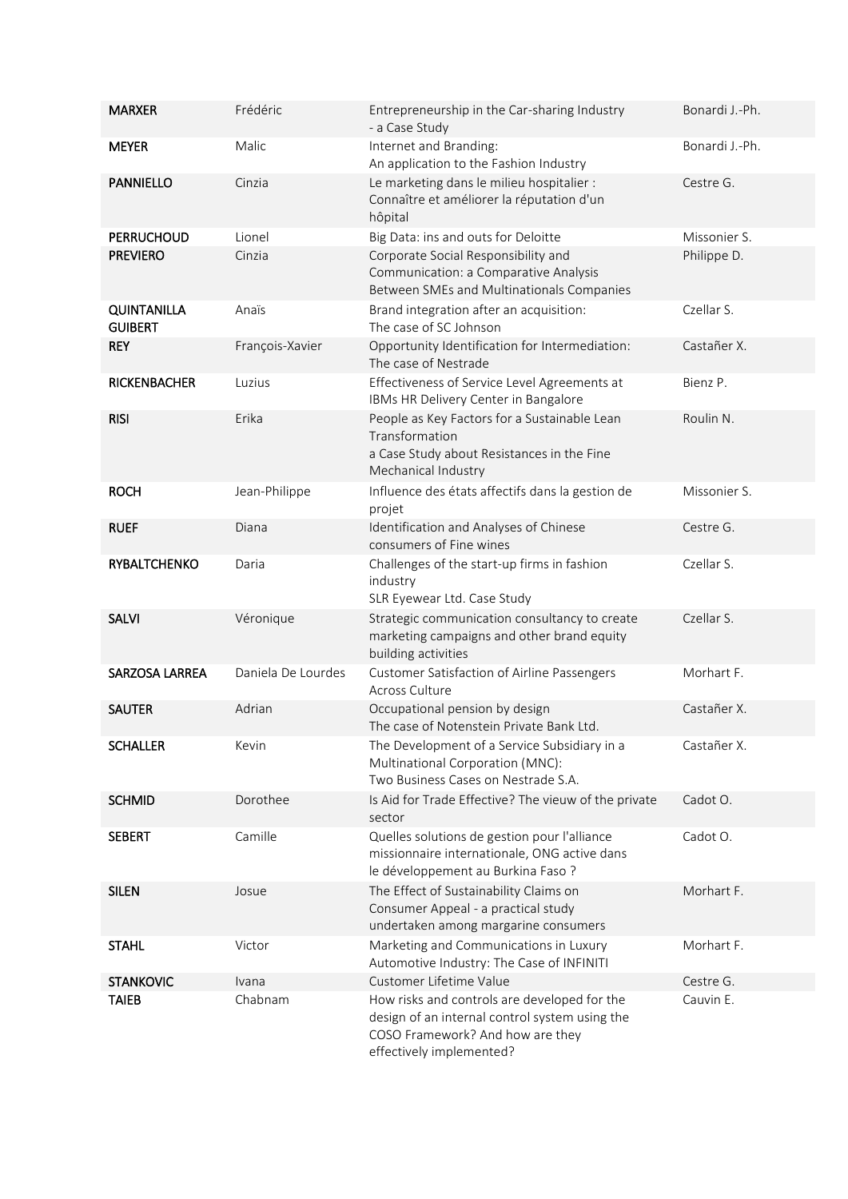| | | | |
|---|---|---|---|
| **MARXER** | Frédéric | Entrepreneurship in the Car-sharing Industry - a Case Study | Bonardi J.-Ph. |
| **MEYER** | Malic | Internet and Branding: An application to the Fashion Industry | Bonardi J.-Ph. |
| **PANNIELLO** | Cinzia | Le marketing dans le milieu hospitalier : Connaître et améliorer la réputation d'un hôpital | Cestre G. |
| **PERRUCHOUD** | Lionel | Big Data: ins and outs for Deloitte | Missonier S. |
| **PREVIERO** | Cinzia | Corporate Social Responsibility and Communication: a Comparative Analysis Between SMEs and Multinationals Companies | Philippe D. |
| **QUINTANILLA GUIBERT** | Anaïs | Brand integration after an acquisition: The case of SC Johnson | Czellar S. |
| **REY** | François-Xavier | Opportunity Identification for Intermediation: The case of Nestrade | Castañer X. |
| **RICKENBACHER** | Luzius | Effectiveness of Service Level Agreements at IBMs HR Delivery Center in Bangalore | Bienz P. |
| **RISI** | Erika | People as Key Factors for a Sustainable Lean Transformation a Case Study about Resistances in the Fine Mechanical Industry | Roulin N. |
| **ROCH** | Jean-Philippe | Influence des états affectifs dans la gestion de projet | Missonier S. |
| **RUEF** | Diana | Identification and Analyses of Chinese consumers of Fine wines | Cestre G. |
| **RYBALTCHENKO** | Daria | Challenges of the start-up firms in fashion industry SLR Eyewear Ltd. Case Study | Czellar S. |
| **SALVI** | Véronique | Strategic communication consultancy to create marketing campaigns and other brand equity building activities | Czellar S. |
| **SARZOSA LARREA** | Daniela De Lourdes | Customer Satisfaction of Airline Passengers Across Culture | Morhart F. |
| **SAUTER** | Adrian | Occupational pension by design The case of Notenstein Private Bank Ltd. | Castañer X. |
| **SCHALLER** | Kevin | The Development of a Service Subsidiary in a Multinational Corporation (MNC): Two Business Cases on Nestrade S.A. | Castañer X. |
| **SCHMID** | Dorothee | Is Aid for Trade Effective? The vieuw of the private sector | Cadot O. |
| **SEBERT** | Camille | Quelles solutions de gestion pour l'alliance missionnaire internationale, ONG active dans le développement au Burkina Faso ? | Cadot O. |
| **SILEN** | Josue | The Effect of Sustainability Claims on Consumer Appeal - a practical study undertaken among margarine consumers | Morhart F. |
| **STAHL** | Victor | Marketing and Communications in Luxury Automotive Industry: The Case of INFINITI | Morhart F. |
| **STANKOVIC** | Ivana | Customer Lifetime Value | Cestre G. |
| **TAIEB** | Chabnam | How risks and controls are developed for the design of an internal control system using the COSO Framework? And how are they effectively implemented? | Cauvin E. |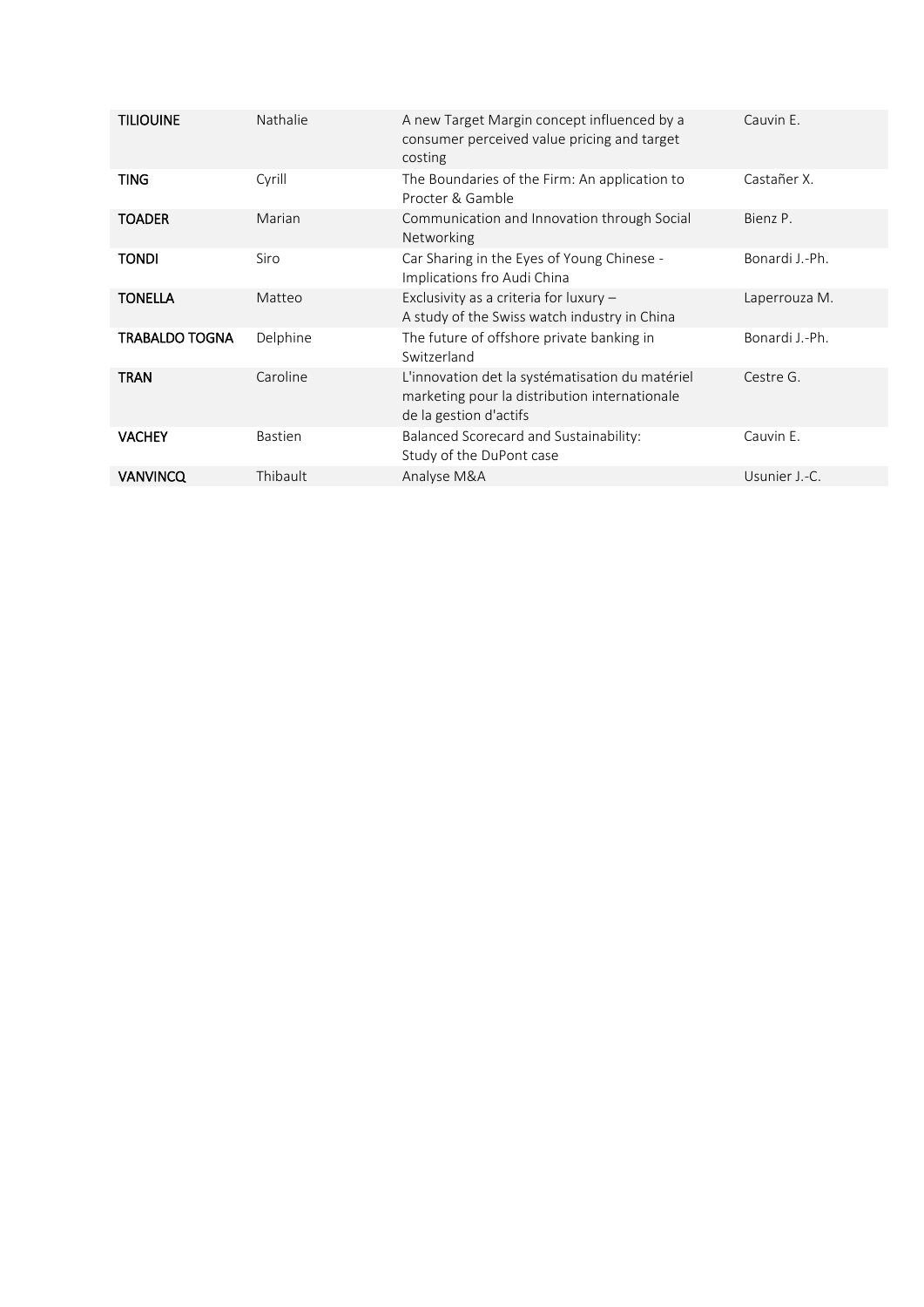| | | | |
|---|---|---|---|
| **TILIOUINE** | Nathalie | A new Target Margin concept influenced by a consumer perceived value pricing and target costing | Cauvin E. |
| **TING** | Cyrill | The Boundaries of the Firm: An application to Procter & Gamble | Castañer X. |
| **TOADER** | Marian | Communication and Innovation through Social Networking | Bienz P. |
| **TONDI** | Siro | Car Sharing in the Eyes of Young Chinese - Implications fro Audi China | Bonardi J.-Ph. |
| **TONELLA** | Matteo | Exclusivity as a criteria for luxury – A study of the Swiss watch industry in China | Laperrouza M. |
| **TRABALDO TOGNA** | Delphine | The future of offshore private banking in Switzerland | Bonardi J.-Ph. |
| **TRAN** | Caroline | L'innovation det la systématisation du matériel marketing pour la distribution internationale de la gestion d'actifs | Cestre G. |
| **VACHEY** | Bastien | Balanced Scorecard and Sustainability: Study of the DuPont case | Cauvin E. |
| **VANVINCQ** | Thibault | Analyse M&A | Usunier J.-C. |